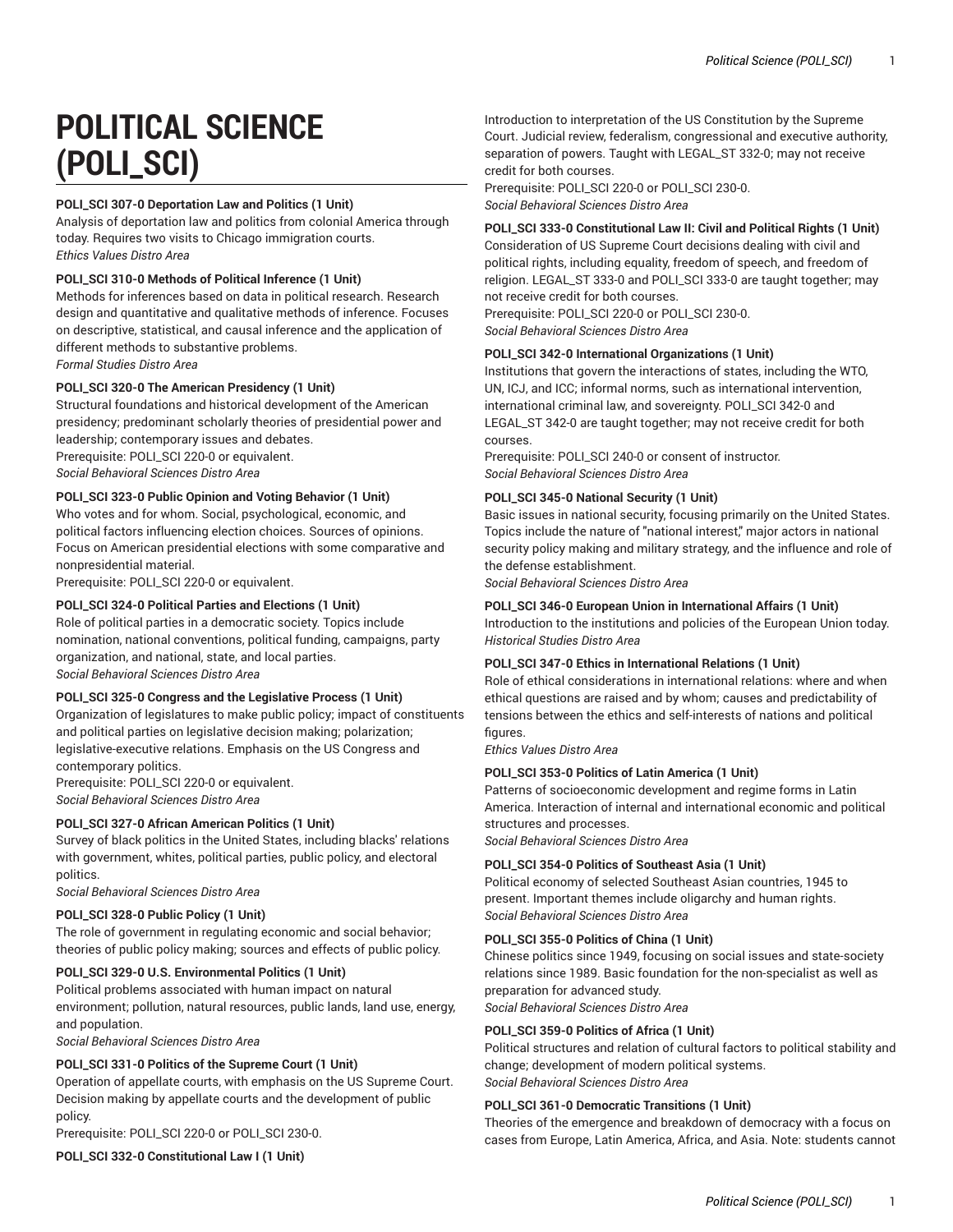# POLITICAL SCIENCE (POLI_SCI)

**POLI_SCI 307-0 Deportation Law and Politics (1 Unit)**
Analysis of deportation law and politics from colonial America through today. Requires two visits to Chicago immigration courts.
*Ethics Values Distro Area*

**POLI_SCI 310-0 Methods of Political Inference (1 Unit)**
Methods for inferences based on data in political research. Research design and quantitative and qualitative methods of inference. Focuses on descriptive, statistical, and causal inference and the application of different methods to substantive problems.
*Formal Studies Distro Area*

**POLI_SCI 320-0 The American Presidency (1 Unit)**
Structural foundations and historical development of the American presidency; predominant scholarly theories of presidential power and leadership; contemporary issues and debates.
Prerequisite: POLI_SCI 220-0 or equivalent.
*Social Behavioral Sciences Distro Area*

**POLI_SCI 323-0 Public Opinion and Voting Behavior (1 Unit)**
Who votes and for whom. Social, psychological, economic, and political factors influencing election choices. Sources of opinions. Focus on American presidential elections with some comparative and nonpresidential material.
Prerequisite: POLI_SCI 220-0 or equivalent.

**POLI_SCI 324-0 Political Parties and Elections (1 Unit)**
Role of political parties in a democratic society. Topics include nomination, national conventions, political funding, campaigns, party organization, and national, state, and local parties.
*Social Behavioral Sciences Distro Area*

**POLI_SCI 325-0 Congress and the Legislative Process (1 Unit)**
Organization of legislatures to make public policy; impact of constituents and political parties on legislative decision making; polarization; legislative-executive relations. Emphasis on the US Congress and contemporary politics.
Prerequisite: POLI_SCI 220-0 or equivalent.
*Social Behavioral Sciences Distro Area*

**POLI_SCI 327-0 African American Politics (1 Unit)**
Survey of black politics in the United States, including blacks' relations with government, whites, political parties, public policy, and electoral politics.
*Social Behavioral Sciences Distro Area*

**POLI_SCI 328-0 Public Policy (1 Unit)**
The role of government in regulating economic and social behavior; theories of public policy making; sources and effects of public policy.

**POLI_SCI 329-0 U.S. Environmental Politics (1 Unit)**
Political problems associated with human impact on natural environment; pollution, natural resources, public lands, land use, energy, and population.
*Social Behavioral Sciences Distro Area*

**POLI_SCI 331-0 Politics of the Supreme Court (1 Unit)**
Operation of appellate courts, with emphasis on the US Supreme Court. Decision making by appellate courts and the development of public policy.
Prerequisite: POLI_SCI 220-0 or POLI_SCI 230-0.

**POLI_SCI 332-0 Constitutional Law I (1 Unit)**
Introduction to interpretation of the US Constitution by the Supreme Court. Judicial review, federalism, congressional and executive authority, separation of powers. Taught with LEGAL_ST 332-0; may not receive credit for both courses.
Prerequisite: POLI_SCI 220-0 or POLI_SCI 230-0.
*Social Behavioral Sciences Distro Area*

**POLI_SCI 333-0 Constitutional Law II: Civil and Political Rights (1 Unit)**
Consideration of US Supreme Court decisions dealing with civil and political rights, including equality, freedom of speech, and freedom of religion. LEGAL_ST 333-0 and POLI_SCI 333-0 are taught together; may not receive credit for both courses.
Prerequisite: POLI_SCI 220-0 or POLI_SCI 230-0.
*Social Behavioral Sciences Distro Area*

**POLI_SCI 342-0 International Organizations (1 Unit)**
Institutions that govern the interactions of states, including the WTO, UN, ICJ, and ICC; informal norms, such as international intervention, international criminal law, and sovereignty. POLI_SCI 342-0 and LEGAL_ST 342-0 are taught together; may not receive credit for both courses.
Prerequisite: POLI_SCI 240-0 or consent of instructor.
*Social Behavioral Sciences Distro Area*

**POLI_SCI 345-0 National Security (1 Unit)**
Basic issues in national security, focusing primarily on the United States. Topics include the nature of "national interest," major actors in national security policy making and military strategy, and the influence and role of the defense establishment.
*Social Behavioral Sciences Distro Area*

**POLI_SCI 346-0 European Union in International Affairs (1 Unit)**
Introduction to the institutions and policies of the European Union today.
*Historical Studies Distro Area*

**POLI_SCI 347-0 Ethics in International Relations (1 Unit)**
Role of ethical considerations in international relations: where and when ethical questions are raised and by whom; causes and predictability of tensions between the ethics and self-interests of nations and political figures.
*Ethics Values Distro Area*

**POLI_SCI 353-0 Politics of Latin America (1 Unit)**
Patterns of socioeconomic development and regime forms in Latin America. Interaction of internal and international economic and political structures and processes.
*Social Behavioral Sciences Distro Area*

**POLI_SCI 354-0 Politics of Southeast Asia (1 Unit)**
Political economy of selected Southeast Asian countries, 1945 to present. Important themes include oligarchy and human rights.
*Social Behavioral Sciences Distro Area*

**POLI_SCI 355-0 Politics of China (1 Unit)**
Chinese politics since 1949, focusing on social issues and state-society relations since 1989. Basic foundation for the non-specialist as well as preparation for advanced study.
*Social Behavioral Sciences Distro Area*

**POLI_SCI 359-0 Politics of Africa (1 Unit)**
Political structures and relation of cultural factors to political stability and change; development of modern political systems.
*Social Behavioral Sciences Distro Area*

**POLI_SCI 361-0 Democratic Transitions (1 Unit)**
Theories of the emergence and breakdown of democracy with a focus on cases from Europe, Latin America, Africa, and Asia. Note: students cannot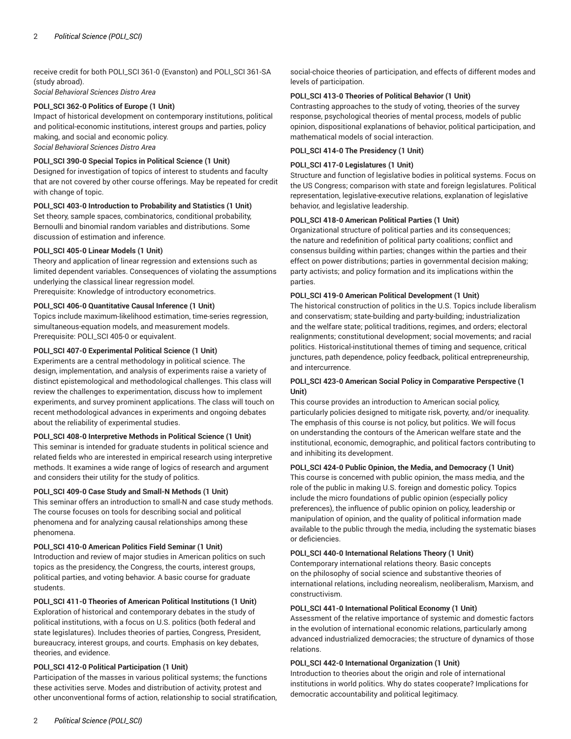receive credit for both POLI_SCI 361-0 (Evanston) and POLI_SCI 361-SA (study abroad).
*Social Behavioral Sciences Distro Area*

**POLI_SCI 362-0 Politics of Europe (1 Unit)**
Impact of historical development on contemporary institutions, political and political-economic institutions, interest groups and parties, policy making, and social and economic policy.
*Social Behavioral Sciences Distro Area*

**POLI_SCI 390-0 Special Topics in Political Science (1 Unit)**
Designed for investigation of topics of interest to students and faculty that are not covered by other course offerings. May be repeated for credit with change of topic.

**POLI_SCI 403-0 Introduction to Probability and Statistics (1 Unit)**
Set theory, sample spaces, combinatorics, conditional probability, Bernoulli and binomial random variables and distributions. Some discussion of estimation and inference.

**POLI_SCI 405-0 Linear Models (1 Unit)**
Theory and application of linear regression and extensions such as limited dependent variables. Consequences of violating the assumptions underlying the classical linear regression model.
Prerequisite: Knowledge of introductory econometrics.

**POLI_SCI 406-0 Quantitative Causal Inference (1 Unit)**
Topics include maximum-likelihood estimation, time-series regression, simultaneous-equation models, and measurement models.
Prerequisite: POLI_SCI 405-0 or equivalent.

**POLI_SCI 407-0 Experimental Political Science (1 Unit)**
Experiments are a central methodology in political science. The design, implementation, and analysis of experiments raise a variety of distinct epistemological and methodological challenges. This class will review the challenges to experimentation, discuss how to implement experiments, and survey prominent applications. The class will touch on recent methodological advances in experiments and ongoing debates about the reliability of experimental studies.

**POLI_SCI 408-0 Interpretive Methods in Political Science (1 Unit)**
This seminar is intended for graduate students in political science and related fields who are interested in empirical research using interpretive methods. It examines a wide range of logics of research and argument and considers their utility for the study of politics.

**POLI_SCI 409-0 Case Study and Small-N Methods (1 Unit)**
This seminar offers an introduction to small-N and case study methods. The course focuses on tools for describing social and political phenomena and for analyzing causal relationships among these phenomena.

**POLI_SCI 410-0 American Politics Field Seminar (1 Unit)**
Introduction and review of major studies in American politics on such topics as the presidency, the Congress, the courts, interest groups, political parties, and voting behavior. A basic course for graduate students.

**POLI_SCI 411-0 Theories of American Political Institutions (1 Unit)**
Exploration of historical and contemporary debates in the study of political institutions, with a focus on U.S. politics (both federal and state legislatures). Includes theories of parties, Congress, President, bureaucracy, interest groups, and courts. Emphasis on key debates, theories, and evidence.

**POLI_SCI 412-0 Political Participation (1 Unit)**
Participation of the masses in various political systems; the functions these activities serve. Modes and distribution of activity, protest and other unconventional forms of action, relationship to social stratification, social-choice theories of participation, and effects of different modes and levels of participation.

**POLI_SCI 413-0 Theories of Political Behavior (1 Unit)**
Contrasting approaches to the study of voting, theories of the survey response, psychological theories of mental process, models of public opinion, dispositional explanations of behavior, political participation, and mathematical models of social interaction.

**POLI_SCI 414-0 The Presidency (1 Unit)**

**POLI_SCI 417-0 Legislatures (1 Unit)**
Structure and function of legislative bodies in political systems. Focus on the US Congress; comparison with state and foreign legislatures. Political representation, legislative-executive relations, explanation of legislative behavior, and legislative leadership.

**POLI_SCI 418-0 American Political Parties (1 Unit)**
Organizational structure of political parties and its consequences; the nature and redefinition of political party coalitions; conflict and consensus building within parties; changes within the parties and their effect on power distributions; parties in governmental decision making; party activists; and policy formation and its implications within the parties.

**POLI_SCI 419-0 American Political Development (1 Unit)**
The historical construction of politics in the U.S. Topics include liberalism and conservatism; state-building and party-building; industrialization and the welfare state; political traditions, regimes, and orders; electoral realignments; constitutional development; social movements; and racial politics. Historical-institutional themes of timing and sequence, critical junctures, path dependence, policy feedback, political entrepreneurship, and intercurrence.

**POLI_SCI 423-0 American Social Policy in Comparative Perspective (1 Unit)**
This course provides an introduction to American social policy, particularly policies designed to mitigate risk, poverty, and/or inequality. The emphasis of this course is not policy, but politics. We will focus on understanding the contours of the American welfare state and the institutional, economic, demographic, and political factors contributing to and inhibiting its development.

**POLI_SCI 424-0 Public Opinion, the Media, and Democracy (1 Unit)**
This course is concerned with public opinion, the mass media, and the role of the public in making U.S. foreign and domestic policy. Topics include the micro foundations of public opinion (especially policy preferences), the influence of public opinion on policy, leadership or manipulation of opinion, and the quality of political information made available to the public through the media, including the systematic biases or deficiencies.

**POLI_SCI 440-0 International Relations Theory (1 Unit)**
Contemporary international relations theory. Basic concepts on the philosophy of social science and substantive theories of international relations, including neorealism, neoliberalism, Marxism, and constructivism.

**POLI_SCI 441-0 International Political Economy (1 Unit)**
Assessment of the relative importance of systemic and domestic factors in the evolution of international economic relations, particularly among advanced industrialized democracies; the structure of dynamics of those relations.

**POLI_SCI 442-0 International Organization (1 Unit)**
Introduction to theories about the origin and role of international institutions in world politics. Why do states cooperate? Implications for democratic accountability and political legitimacy.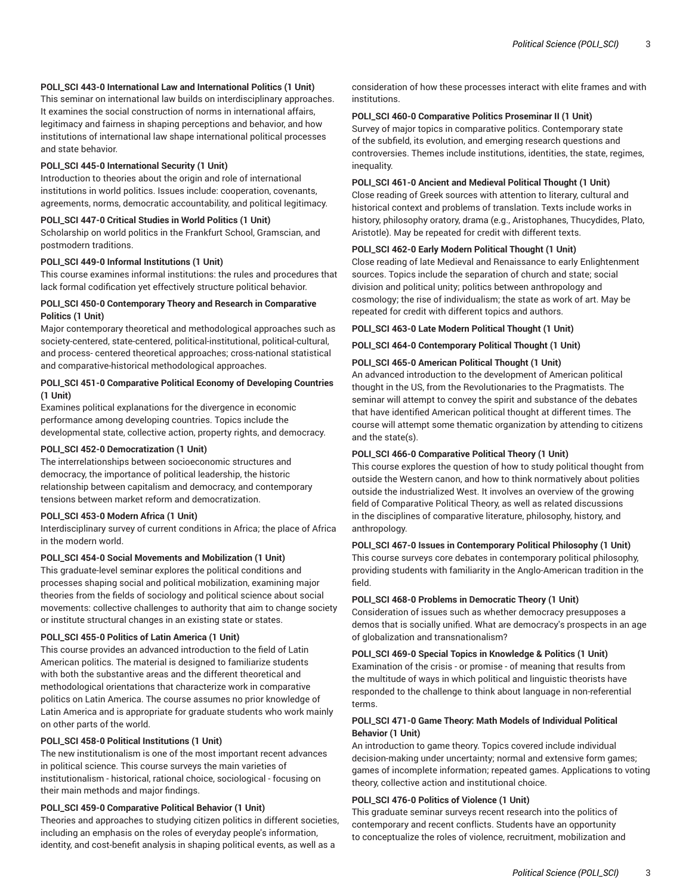**POLI_SCI 443-0 International Law and International Politics (1 Unit)**
This seminar on international law builds on interdisciplinary approaches. It examines the social construction of norms in international affairs, legitimacy and fairness in shaping perceptions and behavior, and how institutions of international law shape international political processes and state behavior.

**POLI_SCI 445-0 International Security (1 Unit)**
Introduction to theories about the origin and role of international institutions in world politics. Issues include: cooperation, covenants, agreements, norms, democratic accountability, and political legitimacy.

**POLI_SCI 447-0 Critical Studies in World Politics (1 Unit)**
Scholarship on world politics in the Frankfurt School, Gramscian, and postmodern traditions.

**POLI_SCI 449-0 Informal Institutions (1 Unit)**
This course examines informal institutions: the rules and procedures that lack formal codification yet effectively structure political behavior.

**POLI_SCI 450-0 Contemporary Theory and Research in Comparative Politics (1 Unit)**
Major contemporary theoretical and methodological approaches such as society-centered, state-centered, political-institutional, political-cultural, and process- centered theoretical approaches; cross-national statistical and comparative-historical methodological approaches.

**POLI_SCI 451-0 Comparative Political Economy of Developing Countries (1 Unit)**
Examines political explanations for the divergence in economic performance among developing countries. Topics include the developmental state, collective action, property rights, and democracy.

**POLI_SCI 452-0 Democratization (1 Unit)**
The interrelationships between socioeconomic structures and democracy, the importance of political leadership, the historic relationship between capitalism and democracy, and contemporary tensions between market reform and democratization.

**POLI_SCI 453-0 Modern Africa (1 Unit)**
Interdisciplinary survey of current conditions in Africa; the place of Africa in the modern world.

**POLI_SCI 454-0 Social Movements and Mobilization (1 Unit)**
This graduate-level seminar explores the political conditions and processes shaping social and political mobilization, examining major theories from the fields of sociology and political science about social movements: collective challenges to authority that aim to change society or institute structural changes in an existing state or states.

**POLI_SCI 455-0 Politics of Latin America (1 Unit)**
This course provides an advanced introduction to the field of Latin American politics. The material is designed to familiarize students with both the substantive areas and the different theoretical and methodological orientations that characterize work in comparative politics on Latin America. The course assumes no prior knowledge of Latin America and is appropriate for graduate students who work mainly on other parts of the world.

**POLI_SCI 458-0 Political Institutions (1 Unit)**
The new institutionalism is one of the most important recent advances in political science. This course surveys the main varieties of institutionalism - historical, rational choice, sociological - focusing on their main methods and major findings.

**POLI_SCI 459-0 Comparative Political Behavior (1 Unit)**
Theories and approaches to studying citizen politics in different societies, including an emphasis on the roles of everyday people's information, identity, and cost-benefit analysis in shaping political events, as well as a consideration of how these processes interact with elite frames and with institutions.

**POLI_SCI 460-0 Comparative Politics Proseminar II (1 Unit)**
Survey of major topics in comparative politics. Contemporary state of the subfield, its evolution, and emerging research questions and controversies. Themes include institutions, identities, the state, regimes, inequality.

**POLI_SCI 461-0 Ancient and Medieval Political Thought (1 Unit)**
Close reading of Greek sources with attention to literary, cultural and historical context and problems of translation. Texts include works in history, philosophy oratory, drama (e.g., Aristophanes, Thucydides, Plato, Aristotle). May be repeated for credit with different texts.

**POLI_SCI 462-0 Early Modern Political Thought (1 Unit)**
Close reading of late Medieval and Renaissance to early Enlightenment sources. Topics include the separation of church and state; social division and political unity; politics between anthropology and cosmology; the rise of individualism; the state as work of art. May be repeated for credit with different topics and authors.

**POLI_SCI 463-0 Late Modern Political Thought (1 Unit)**

**POLI_SCI 464-0 Contemporary Political Thought (1 Unit)**

**POLI_SCI 465-0 American Political Thought (1 Unit)**
An advanced introduction to the development of American political thought in the US, from the Revolutionaries to the Pragmatists. The seminar will attempt to convey the spirit and substance of the debates that have identified American political thought at different times. The course will attempt some thematic organization by attending to citizens and the state(s).

**POLI_SCI 466-0 Comparative Political Theory (1 Unit)**
This course explores the question of how to study political thought from outside the Western canon, and how to think normatively about polities outside the industrialized West. It involves an overview of the growing field of Comparative Political Theory, as well as related discussions in the disciplines of comparative literature, philosophy, history, and anthropology.

**POLI_SCI 467-0 Issues in Contemporary Political Philosophy (1 Unit)**
This course surveys core debates in contemporary political philosophy, providing students with familiarity in the Anglo-American tradition in the field.

**POLI_SCI 468-0 Problems in Democratic Theory (1 Unit)**
Consideration of issues such as whether democracy presupposes a demos that is socially unified. What are democracy's prospects in an age of globalization and transnationalism?

**POLI_SCI 469-0 Special Topics in Knowledge & Politics (1 Unit)**
Examination of the crisis - or promise - of meaning that results from the multitude of ways in which political and linguistic theorists have responded to the challenge to think about language in non-referential terms.

**POLI_SCI 471-0 Game Theory: Math Models of Individual Political Behavior (1 Unit)**
An introduction to game theory. Topics covered include individual decision-making under uncertainty; normal and extensive form games; games of incomplete information; repeated games. Applications to voting theory, collective action and institutional choice.

**POLI_SCI 476-0 Politics of Violence (1 Unit)**
This graduate seminar surveys recent research into the politics of contemporary and recent conflicts. Students have an opportunity to conceptualize the roles of violence, recruitment, mobilization and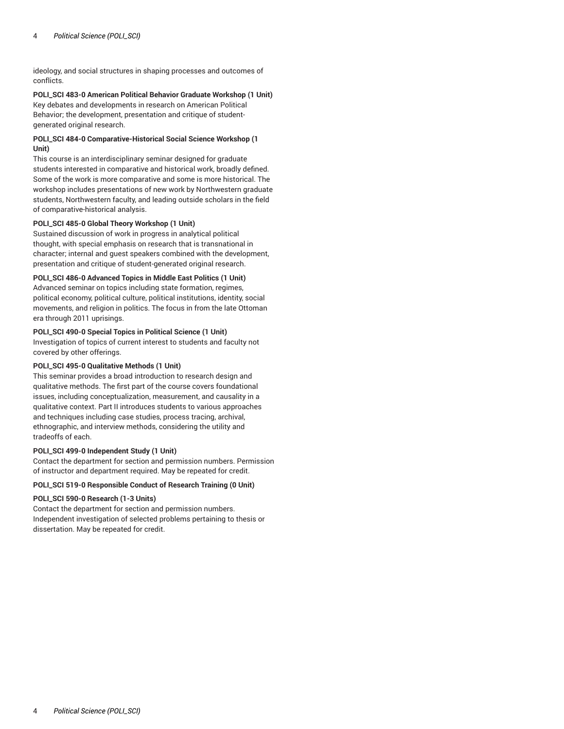ideology, and social structures in shaping processes and outcomes of conflicts.

**POLI_SCI 483-0 American Political Behavior Graduate Workshop (1 Unit)**
Key debates and developments in research on American Political Behavior; the development, presentation and critique of student-generated original research.

**POLI_SCI 484-0 Comparative-Historical Social Science Workshop (1 Unit)**
This course is an interdisciplinary seminar designed for graduate students interested in comparative and historical work, broadly defined. Some of the work is more comparative and some is more historical. The workshop includes presentations of new work by Northwestern graduate students, Northwestern faculty, and leading outside scholars in the field of comparative-historical analysis.

**POLI_SCI 485-0 Global Theory Workshop (1 Unit)**
Sustained discussion of work in progress in analytical political thought, with special emphasis on research that is transnational in character; internal and guest speakers combined with the development, presentation and critique of student-generated original research.

**POLI_SCI 486-0 Advanced Topics in Middle East Politics (1 Unit)**
Advanced seminar on topics including state formation, regimes, political economy, political culture, political institutions, identity, social movements, and religion in politics. The focus in from the late Ottoman era through 2011 uprisings.

**POLI_SCI 490-0 Special Topics in Political Science (1 Unit)**
Investigation of topics of current interest to students and faculty not covered by other offerings.

**POLI_SCI 495-0 Qualitative Methods (1 Unit)**
This seminar provides a broad introduction to research design and qualitative methods. The first part of the course covers foundational issues, including conceptualization, measurement, and causality in a qualitative context. Part II introduces students to various approaches and techniques including case studies, process tracing, archival, ethnographic, and interview methods, considering the utility and tradeoffs of each.

**POLI_SCI 499-0 Independent Study (1 Unit)**
Contact the department for section and permission numbers. Permission of instructor and department required. May be repeated for credit.

**POLI_SCI 519-0 Responsible Conduct of Research Training (0 Unit)**

**POLI_SCI 590-0 Research (1-3 Units)**
Contact the department for section and permission numbers. Independent investigation of selected problems pertaining to thesis or dissertation. May be repeated for credit.